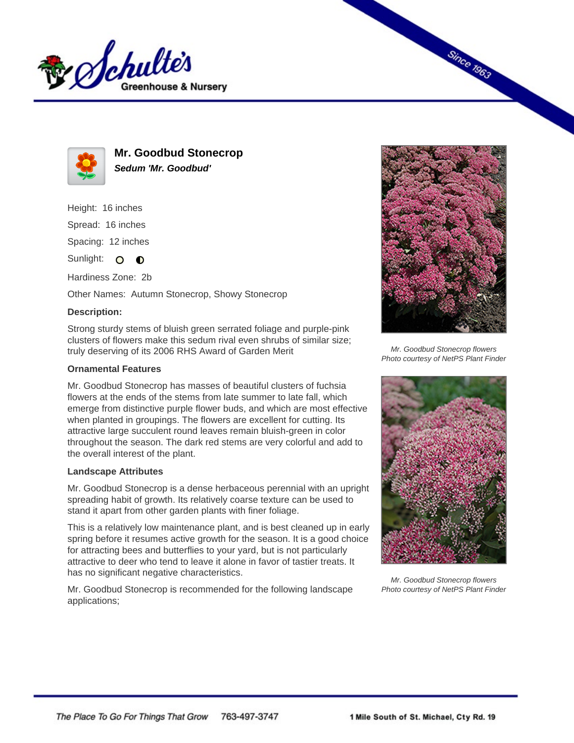# Mr. Goodbud Stonecrop

***Sedum 'Mr. Goodbud'***

Height: 16 inches

Spread: 16 inches

Spacing: 12 inches

Sunlight:

Hardiness Zone: 2b

Other Names: Autumn Stonecrop, Showy Stonecrop

**Description:**

Strong sturdy stems of bluish green serrated foliage and purple-pink clusters of flowers make this sedum rival even shrubs of similar size; truly deserving of its 2006 RHS Award of Garden Merit

**Ornamental Features**

Mr. Goodbud Stonecrop has masses of beautiful clusters of fuchsia flowers at the ends of the stems from late summer to late fall, which emerge from distinctive purple flower buds, and which are most effective when planted in groupings. The flowers are excellent for cutting. Its attractive large succulent round leaves remain bluish-green in color throughout the season. The dark red stems are very colorful and add to the overall interest of the plant.

**Landscape Attributes**

Mr. Goodbud Stonecrop is a dense herbaceous perennial with an upright spreading habit of growth. Its relatively coarse texture can be used to stand it apart from other garden plants with finer foliage.

This is a relatively low maintenance plant, and is best cleaned up in early spring before it resumes active growth for the season. It is a good choice for attracting bees and butterflies to your yard, but is not particularly attractive to deer who tend to leave it alone in favor of tastier treats. It has no significant negative characteristics.

Mr. Goodbud Stonecrop is recommended for the following landscape applications;

*Mr. Goodbud Stonecrop flowers*
*Photo courtesy of NetPS Plant Finder*

*Mr. Goodbud Stonecrop flowers*
*Photo courtesy of NetPS Plant Finder*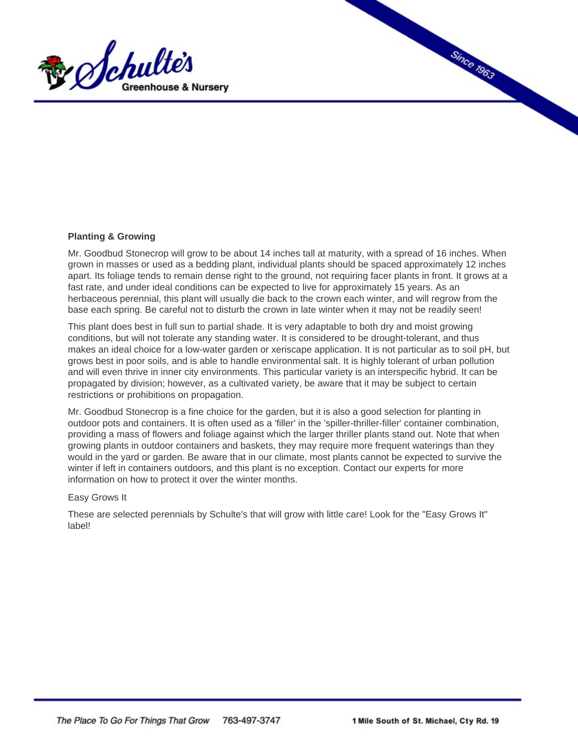**Planting & Growing**

Mr. Goodbud Stonecrop will grow to be about 14 inches tall at maturity, with a spread of 16 inches. When grown in masses or used as a bedding plant, individual plants should be spaced approximately 12 inches apart. Its foliage tends to remain dense right to the ground, not requiring facer plants in front. It grows at a fast rate, and under ideal conditions can be expected to live for approximately 15 years. As an herbaceous perennial, this plant will usually die back to the crown each winter, and will regrow from the base each spring. Be careful not to disturb the crown in late winter when it may not be readily seen!

This plant does best in full sun to partial shade. It is very adaptable to both dry and moist growing conditions, but will not tolerate any standing water. It is considered to be drought-tolerant, and thus makes an ideal choice for a low-water garden or xeriscape application. It is not particular as to soil pH, but grows best in poor soils, and is able to handle environmental salt. It is highly tolerant of urban pollution and will even thrive in inner city environments. This particular variety is an interspecific hybrid. It can be propagated by division; however, as a cultivated variety, be aware that it may be subject to certain restrictions or prohibitions on propagation.

Mr. Goodbud Stonecrop is a fine choice for the garden, but it is also a good selection for planting in outdoor pots and containers. It is often used as a 'filler' in the 'spiller-thriller-filler' container combination, providing a mass of flowers and foliage against which the larger thriller plants stand out. Note that when growing plants in outdoor containers and baskets, they may require more frequent waterings than they would in the yard or garden. Be aware that in our climate, most plants cannot be expected to survive the winter if left in containers outdoors, and this plant is no exception. Contact our experts for more information on how to protect it over the winter months.

Easy Grows It

These are selected perennials by Schulte's that will grow with little care! Look for the "Easy Grows It" label!